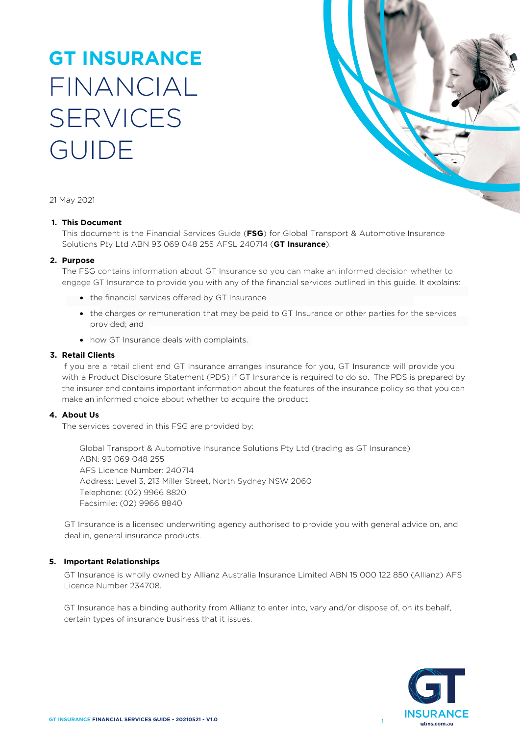# GT INSURANCE FINANCIAL SERVICES GUIDE

21 May 2021

**1. This Document**

This document is the Financial Services Guide (**FSG**) for Global Transport & Automotive Insurance Solutions Pty Ltd ABN 93 069 048 255 AFSL 240714 (**GT Insurance**).

**2. Purpose**

The FSG contains information about GT Insurance so you can make an informed decision whether to engage GT Insurance to provide you with any of the financial services outlined in this guide. It explains:

- the financial services offered by GT Insurance
- the charges or remuneration that may be paid to GT Insurance or other parties for the services provided; and
- how GT Insurance deals with complaints.

**3. Retail Clients**

If you are a retail client and GT Insurance arranges insurance for you, GT Insurance will provide you with a Product Disclosure Statement (PDS) if GT Insurance is required to do so. The PDS is prepared by the insurer and contains important information about the features of the insurance policy so that you can make an informed choice about whether to acquire the product.

**4. About Us**

The services covered in this FSG are provided by:

Global Transport & Automotive Insurance Solutions Pty Ltd (trading as GT Insurance)
ABN: 93 069 048 255
AFS Licence Number: 240714
Address: Level 3, 213 Miller Street, North Sydney NSW 2060
Telephone: (02) 9966 8820
Facsimile: (02) 9966 8840

GT Insurance is a licensed underwriting agency authorised to provide you with general advice on, and deal in, general insurance products.

**5. Important Relationships**

GT Insurance is wholly owned by Allianz Australia Insurance Limited ABN 15 000 122 850 (Allianz) AFS Licence Number 234708.

GT Insurance has a binding authority from Allianz to enter into, vary and/or dispose of, on its behalf, certain types of insurance business that it issues.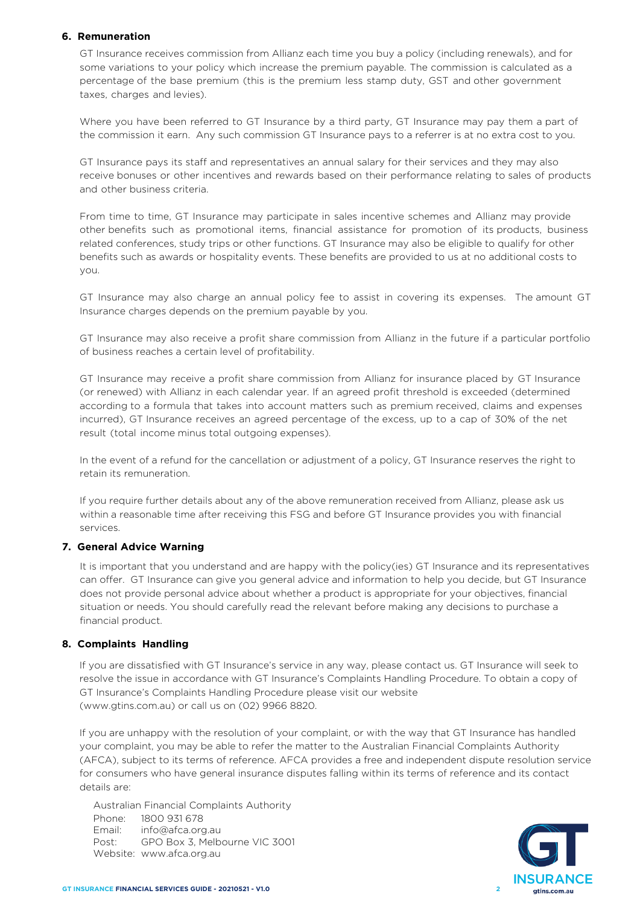## 6. Remuneration

GT Insurance receives commission from Allianz each time you buy a policy (including renewals), and for some variations to your policy which increase the premium payable. The commission is calculated as a percentage of the base premium (this is the premium less stamp duty, GST and other government taxes, charges and levies).

Where you have been referred to GT Insurance by a third party, GT Insurance may pay them a part of the commission it earn. Any such commission GT Insurance pays to a referrer is at no extra cost to you.

GT Insurance pays its staff and representatives an annual salary for their services and they may also receive bonuses or other incentives and rewards based on their performance relating to sales of products and other business criteria.

From time to time, GT Insurance may participate in sales incentive schemes and Allianz may provide other benefits such as promotional items, financial assistance for promotion of its products, business related conferences, study trips or other functions. GT Insurance may also be eligible to qualify for other benefits such as awards or hospitality events. These benefits are provided to us at no additional costs to you.

GT Insurance may also charge an annual policy fee to assist in covering its expenses. The amount GT Insurance charges depends on the premium payable by you.

GT Insurance may also receive a profit share commission from Allianz in the future if a particular portfolio of business reaches a certain level of profitability.

GT Insurance may receive a profit share commission from Allianz for insurance placed by GT Insurance (or renewed) with Allianz in each calendar year. If an agreed profit threshold is exceeded (determined according to a formula that takes into account matters such as premium received, claims and expenses incurred), GT Insurance receives an agreed percentage of the excess, up to a cap of 30% of the net result (total income minus total outgoing expenses).

In the event of a refund for the cancellation or adjustment of a policy, GT Insurance reserves the right to retain its remuneration.

If you require further details about any of the above remuneration received from Allianz, please ask us within a reasonable time after receiving this FSG and before GT Insurance provides you with financial services.

## 7. General Advice Warning

It is important that you understand and are happy with the policy(ies) GT Insurance and its representatives can offer. GT Insurance can give you general advice and information to help you decide, but GT Insurance does not provide personal advice about whether a product is appropriate for your objectives, financial situation or needs. You should carefully read the relevant before making any decisions to purchase a financial product.

## 8. Complaints Handling

If you are dissatisfied with GT Insurance's service in any way, please contact us. GT Insurance will seek to resolve the issue in accordance with GT Insurance's Complaints Handling Procedure. To obtain a copy of GT Insurance's Complaints Handling Procedure please visit our website (www.gtins.com.au) or call us on (02) 9966 8820.

If you are unhappy with the resolution of your complaint, or with the way that GT Insurance has handled your complaint, you may be able to refer the matter to the Australian Financial Complaints Authority (AFCA), subject to its terms of reference. AFCA provides a free and independent dispute resolution service for consumers who have general insurance disputes falling within its terms of reference and its contact details are:

Australian Financial Complaints Authority
Phone: 1800 931 678
Email: info@afca.org.au
Post: GPO Box 3, Melbourne VIC 3001
Website: www.afca.org.au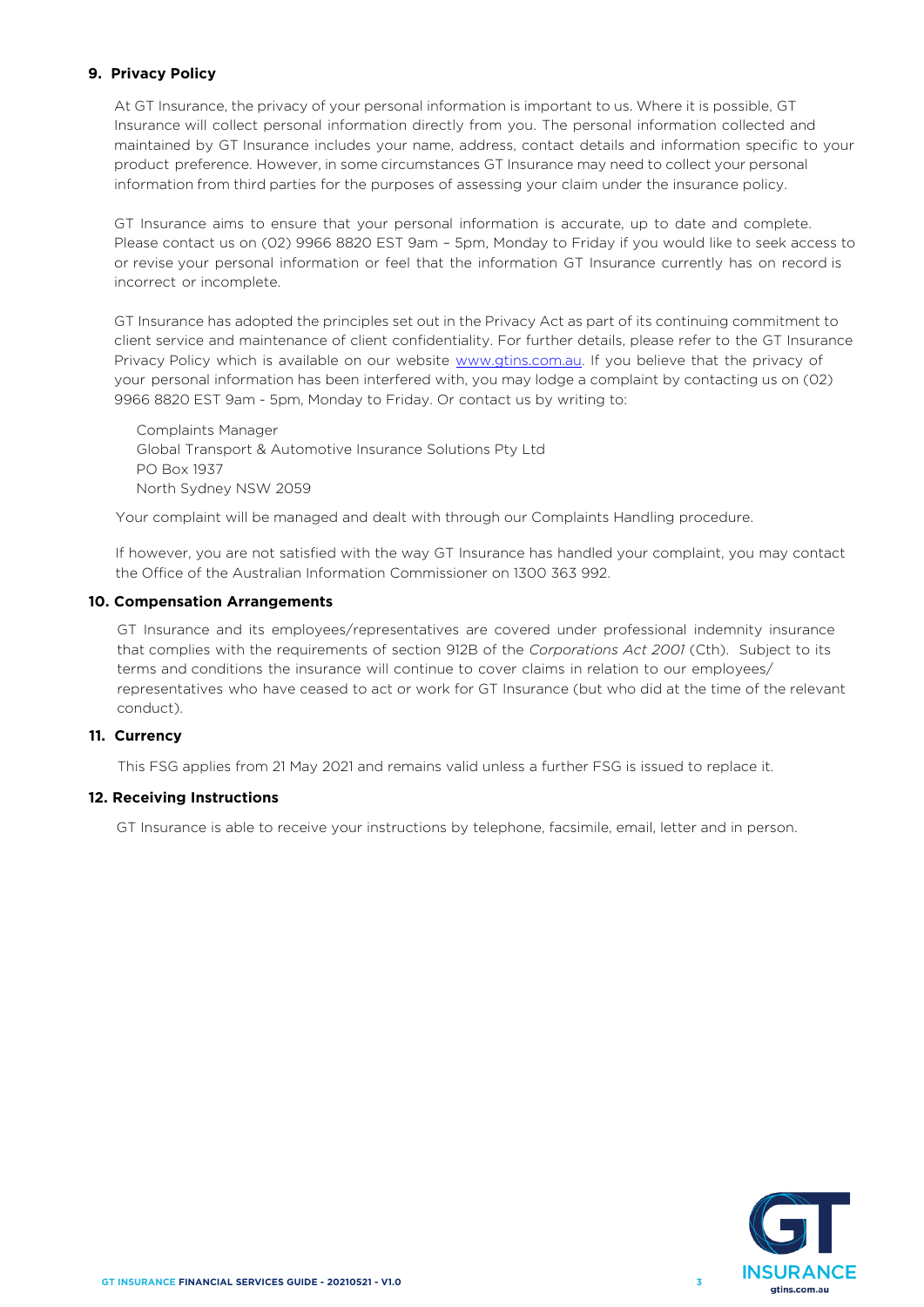## 9. Privacy Policy

At GT Insurance, the privacy of your personal information is important to us. Where it is possible, GT Insurance will collect personal information directly from you. The personal information collected and maintained by GT Insurance includes your name, address, contact details and information specific to your product preference. However, in some circumstances GT Insurance may need to collect your personal information from third parties for the purposes of assessing your claim under the insurance policy.

GT Insurance aims to ensure that your personal information is accurate, up to date and complete. Please contact us on (02) 9966 8820 EST 9am – 5pm, Monday to Friday if you would like to seek access to or revise your personal information or feel that the information GT Insurance currently has on record is incorrect or incomplete.

GT Insurance has adopted the principles set out in the Privacy Act as part of its continuing commitment to client service and maintenance of client confidentiality. For further details, please refer to the GT Insurance Privacy Policy which is available on our website [www.gtins.com.au](http://www.gtins.com.au). If you believe that the privacy of your personal information has been interfered with, you may lodge a complaint by contacting us on (02) 9966 8820 EST 9am - 5pm, Monday to Friday. Or contact us by writing to:

Complaints Manager
Global Transport & Automotive Insurance Solutions Pty Ltd
PO Box 1937
North Sydney NSW 2059

Your complaint will be managed and dealt with through our Complaints Handling procedure.

If however, you are not satisfied with the way GT Insurance has handled your complaint, you may contact the Office of the Australian Information Commissioner on 1300 363 992.

## 10. Compensation Arrangements

GT Insurance and its employees/representatives are covered under professional indemnity insurance that complies with the requirements of section 912B of the *Corporations Act 2001* (Cth). Subject to its terms and conditions the insurance will continue to cover claims in relation to our employees/ representatives who have ceased to act or work for GT Insurance (but who did at the time of the relevant conduct).

## 11. Currency

This FSG applies from 21 May 2021 and remains valid unless a further FSG is issued to replace it.

## 12. Receiving Instructions

GT Insurance is able to receive your instructions by telephone, facsimile, email, letter and in person.